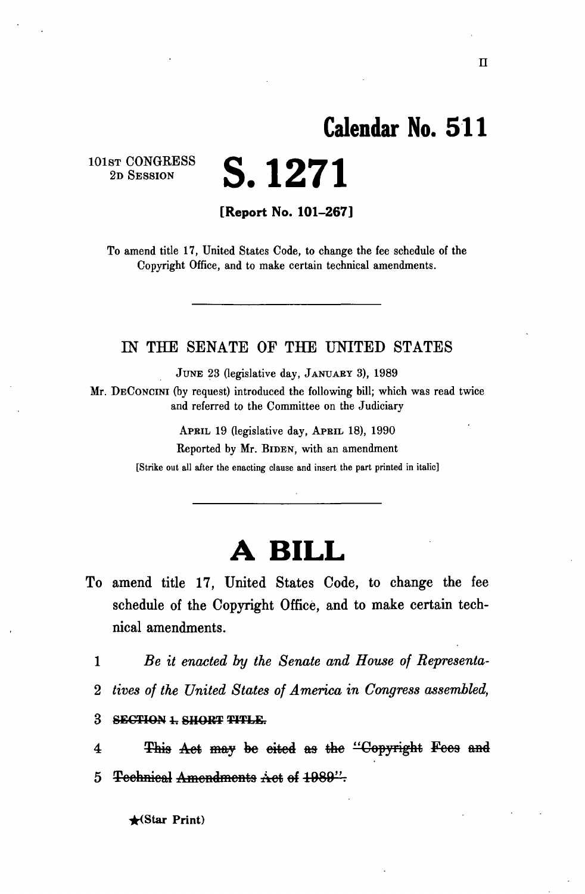II

# Calendar No. 511

101ST CONGRESS
2D SESSION

# S. 1271

**[Report No. 101-267]**

To amend title 17, United States Code, to change the fee schedule of the Copyright Office, and to make certain technical amendments.

---

IN THE SENATE OF THE UNITED STATES

JUNE 23 (legislative day, JANUARY 3), 1989

Mr. DECONCINI (by request) introduced the following bill; which was read twice and referred to the Committee on the Judiciary

APRIL 19 (legislative day, APRIL 18), 1990

Reported by Mr. BIDEN, with an amendment

[Strike out all after the enacting clause and insert the part printed in italic]

---

# A BILL

To amend title 17, United States Code, to change the fee schedule of the Copyright Office, and to make certain technical amendments.

1 *Be it enacted by the Senate and House of Representa-*

2 *tives of the United States of America in Congress assembled,*

3 ~~**SECTION 1. SHORT TITLE.**~~

4 ~~This Act may be cited as the "Copyright Fees and~~

5 ~~Technical Amendments Act of 1989".~~

★(Star Print)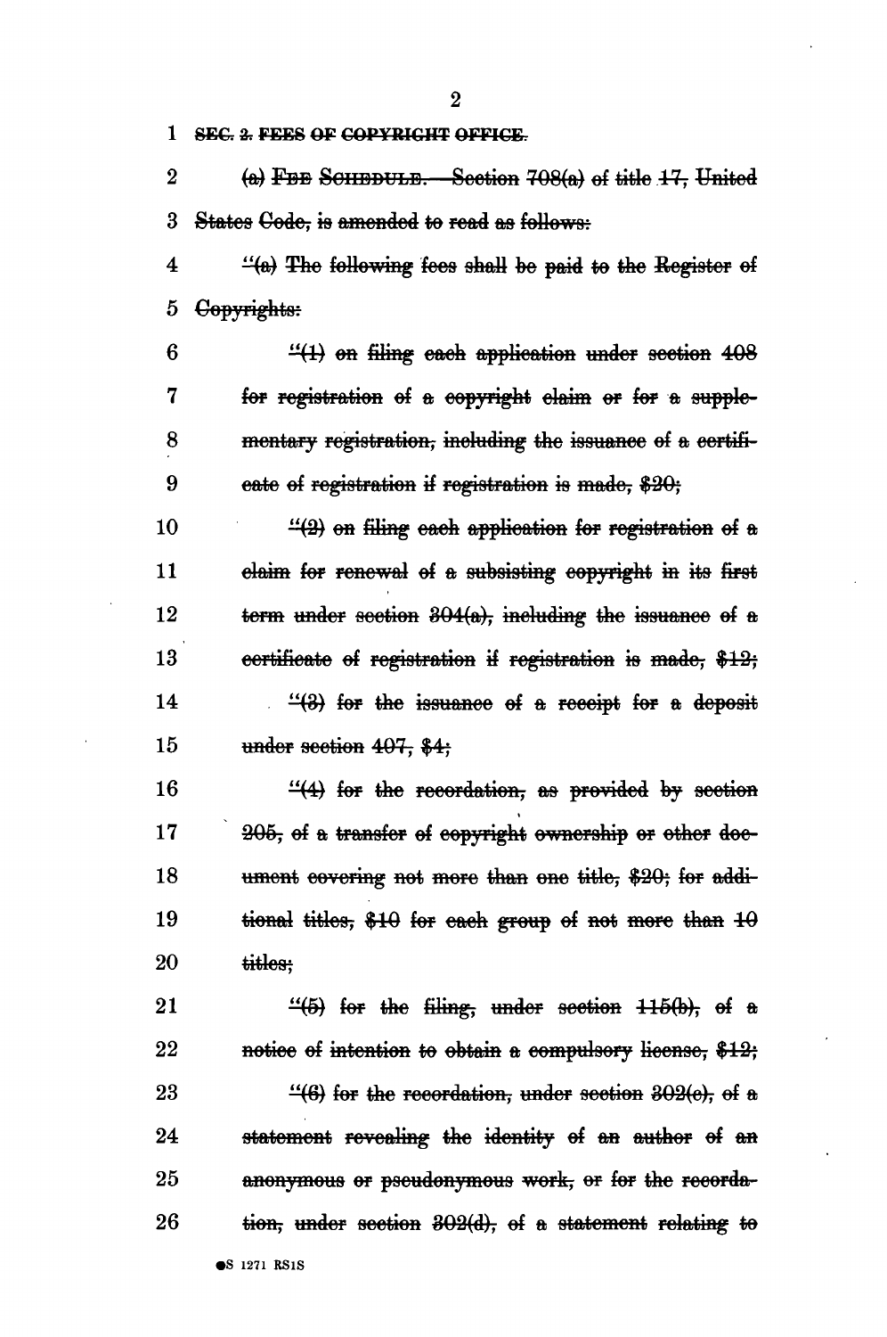~~SEC. 2. FEES OF COPYRIGHT OFFICE.~~

~~(a) FEE SCHEDULE.—Section 708(a) of title 17, United States Code, is amended to read as follows:~~

~~"(a) The following fees shall be paid to the Register of Copyrights:~~

~~"(1) on filing each application under section 408 for registration of a copyright claim or for a supplementary registration, including the issuance of a certificate of registration if registration is made, $20;~~

~~"(2) on filing each application for registration of a claim for renewal of a subsisting copyright in its first term under section 304(a), including the issuance of a certificate of registration if registration is made, $12;~~

~~"(3) for the issuance of a receipt for a deposit under section 407, $4;~~

~~"(4) for the recordation, as provided by section 205, of a transfer of copyright ownership or other document covering not more than one title, $20; for additional titles, $10 for each group of not more than 10 titles;~~

~~"(5) for the filing, under section 115(b), of a notice of intention to obtain a compulsory license, $12;~~

~~"(6) for the recordation, under section 302(c), of a statement revealing the identity of an author of an anonymous or pseudonymous work, or for the recordation, under section 302(d), of a statement relating to~~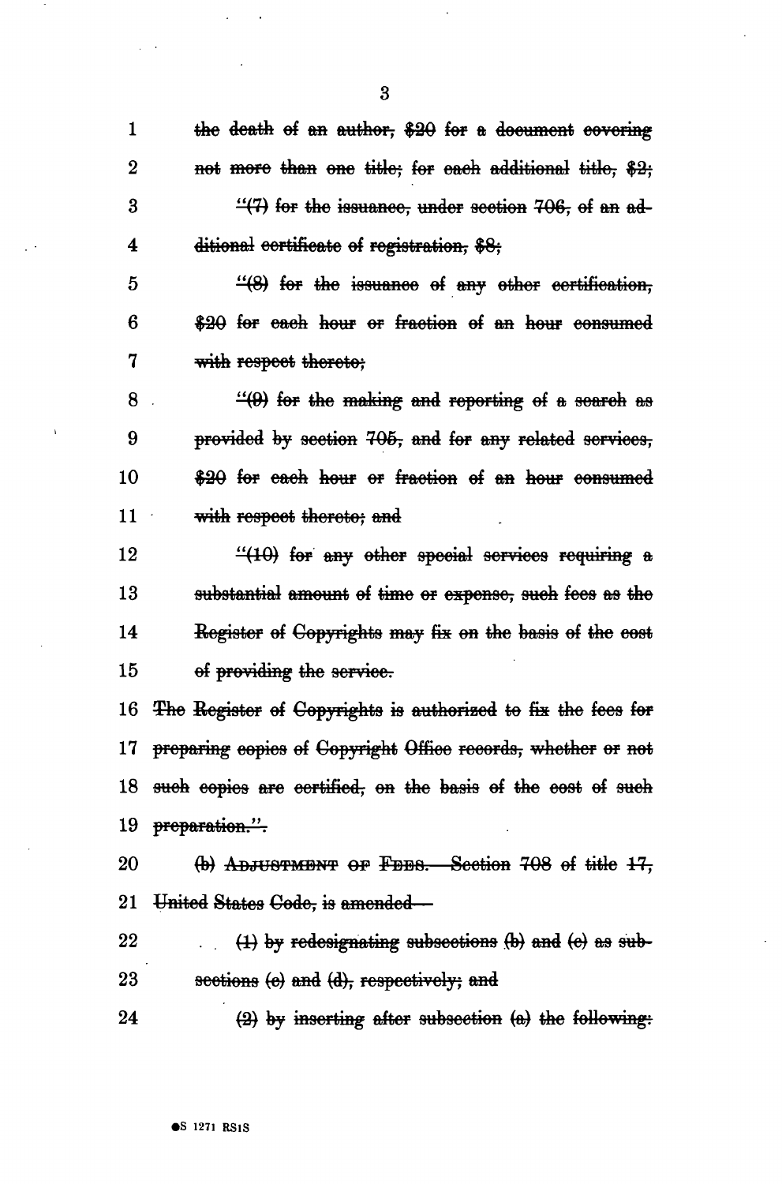1 ~~the death of an author, $20 for a document covering~~
2 ~~not more than one title; for each additional title, $2;~~
3 ~~"(7) for the issuance, under section 706, of an ad-~~
4 ~~ditional certificate of registration, $8;~~
5 ~~"(8) for the issuance of any other certification,~~
6 ~~$20 for each hour or fraction of an hour consumed~~
7 ~~with respect thereto;~~
8 ~~"(9) for the making and reporting of a search as~~
9 ~~provided by section 705, and for any related services,~~
10 ~~$20 for each hour or fraction of an hour consumed~~
11 ~~with respect thereto; and~~
12 ~~"(10) for any other special services requiring a~~
13 ~~substantial amount of time or expense, such fees as the~~
14 ~~Register of Copyrights may fix on the basis of the cost~~
15 ~~of providing the service.~~
16 ~~The Register of Copyrights is authorized to fix the fees for~~
17 ~~preparing copies of Copyright Office records, whether or not~~
18 ~~such copies are certified, on the basis of the cost of such~~
19 ~~preparation.".~~
20 ~~(b) ADJUSTMENT OF FEES.—Section 708 of title 17,~~
21 ~~United States Code, is amended—~~
22 ~~(1) by redesignating subsections (b) and (c) as sub-~~
23 ~~sections (c) and (d), respectively; and~~
24 ~~(2) by inserting after subsection (a) the following:~~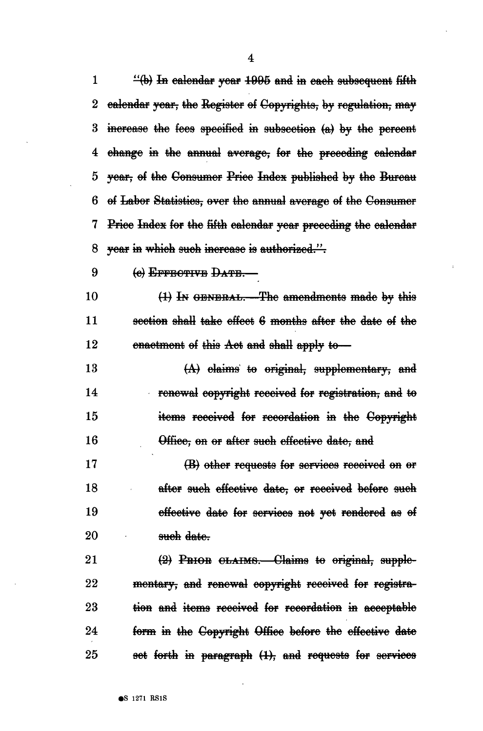"(b) In calendar year 1995 and in each subsequent fifth calendar year, the Register of Copyrights, by regulation, may increase the fees specified in subsection (a) by the percent change in the annual average, for the preceding calendar year, of the Consumer Price Index published by the Bureau of Labor Statistics, over the annual average of the Consumer Price Index for the fifth calendar year preceding the calendar year in which such increase is authorized.".

(c) EFFECTIVE DATE.—

(1) IN GENERAL.—The amendments made by this section shall take effect 6 months after the date of the enactment of this Act and shall apply to—

(A) claims to original, supplementary, and renewal copyright received for registration, and to items received for recordation in the Copyright Office, on or after such effective date, and

(B) other requests for services received on or after such effective date, or received before such effective date for services not yet rendered as of such date.

(2) PRIOR CLAIMS.—Claims to original, supplementary, and renewal copyright received for registration and items received for recordation in acceptable form in the Copyright Office before the effective date set forth in paragraph (1), and requests for services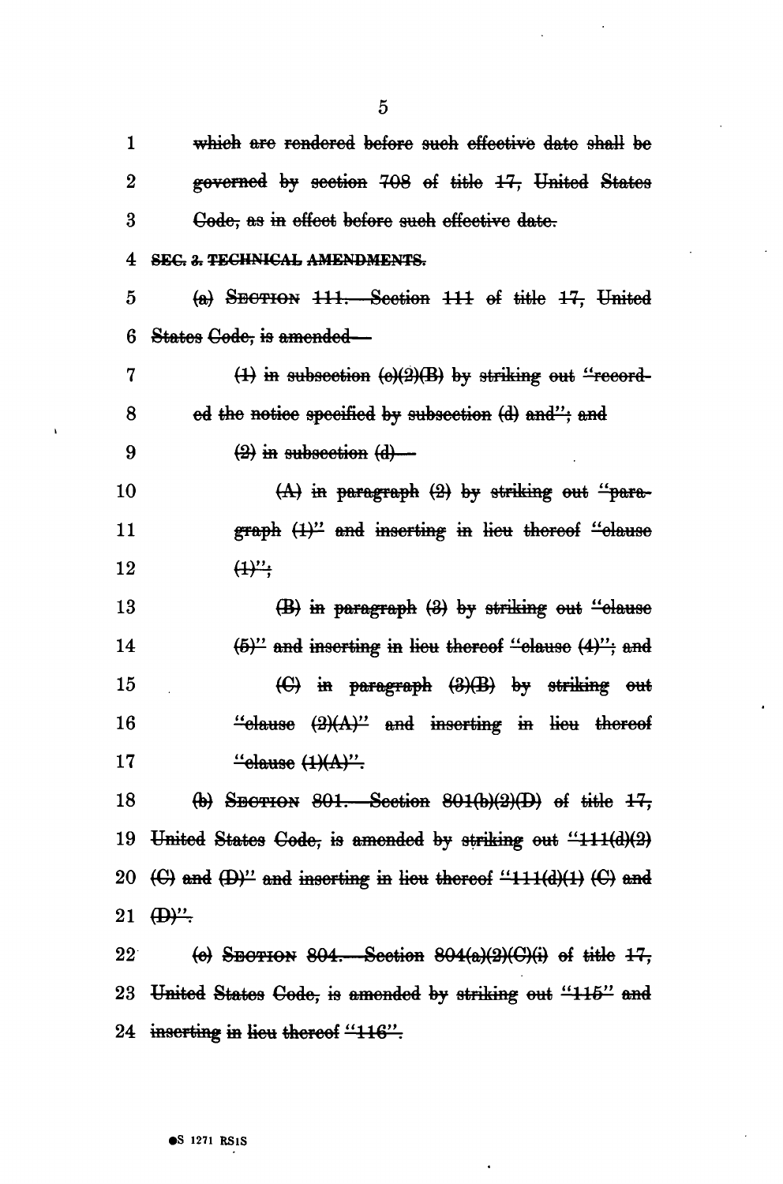which are rendered before such effective date shall be governed by section 708 of title 17, United States Code, as in effect before such effective date.

**SEC. 3. TECHNICAL AMENDMENTS.**

(a) SECTION 111.—Section 111 of title 17, United States Code, is amended—

(1) in subsection (c)(2)(B) by striking out "recorded the notice specified by subsection (d) and"; and

(2) in subsection (d)—

(A) in paragraph (2) by striking out "paragraph (1)" and inserting in lieu thereof "clause (1)";

(B) in paragraph (3) by striking out "clause (5)" and inserting in lieu thereof "clause (4)"; and

(C) in paragraph (3)(B) by striking out "clause (2)(A)" and inserting in lieu thereof "clause (1)(A)".

(b) SECTION 801.—Section 801(b)(2)(D) of title 17, United States Code, is amended by striking out "111(d)(2) (C) and (D)" and inserting in lieu thereof "111(d)(1) (C) and (D)".

(c) SECTION 804.—Section 804(a)(2)(C)(i) of title 17, United States Code, is amended by striking out "115" and inserting in lieu thereof "116".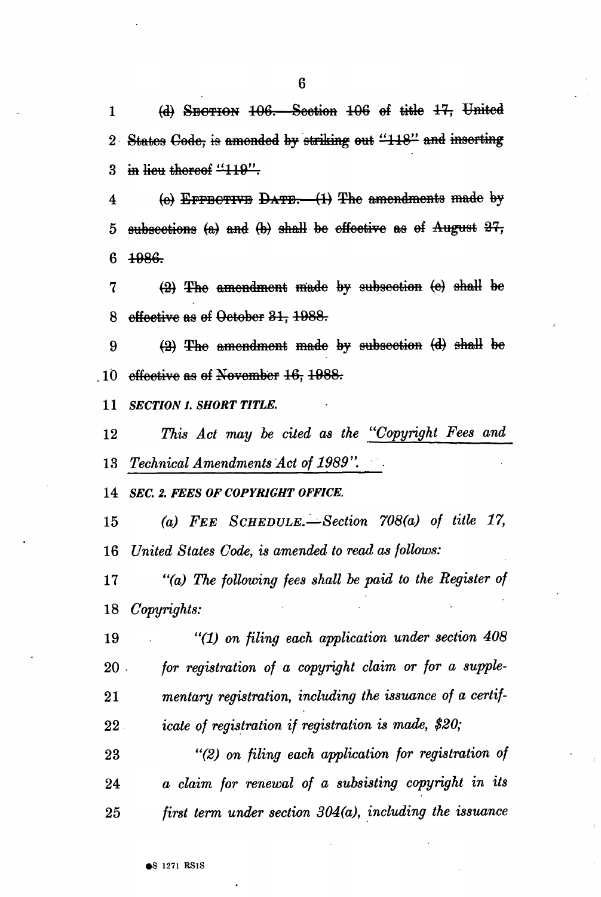~~(d) SECTION 106.—Section 106 of title 17, United States Code, is amended by striking out "118" and inserting in lieu thereof "119".~~

~~(e) EFFECTIVE DATE.—(1) The amendments made by subsections (a) and (b) shall be effective as of August 27, 1986.~~

~~(2) The amendment made by subsection (c) shall be effective as of October 31, 1988.~~

~~(2) The amendment made by subsection (d) shall be effective as of November 16, 1988.~~

***SECTION 1. SHORT TITLE.***

*This Act may be cited as the "Copyright Fees and Technical Amendments Act of 1989".*

***SEC. 2. FEES OF COPYRIGHT OFFICE.***

*(a) FEE SCHEDULE.—Section 708(a) of title 17, United States Code, is amended to read as follows:*

*"(a) The following fees shall be paid to the Register of Copyrights:*

*"(1) on filing each application under section 408 for registration of a copyright claim or for a supplementary registration, including the issuance of a certificate of registration if registration is made, $20;*

*"(2) on filing each application for registration of a claim for renewal of a subsisting copyright in its first term under section 304(a), including the issuance*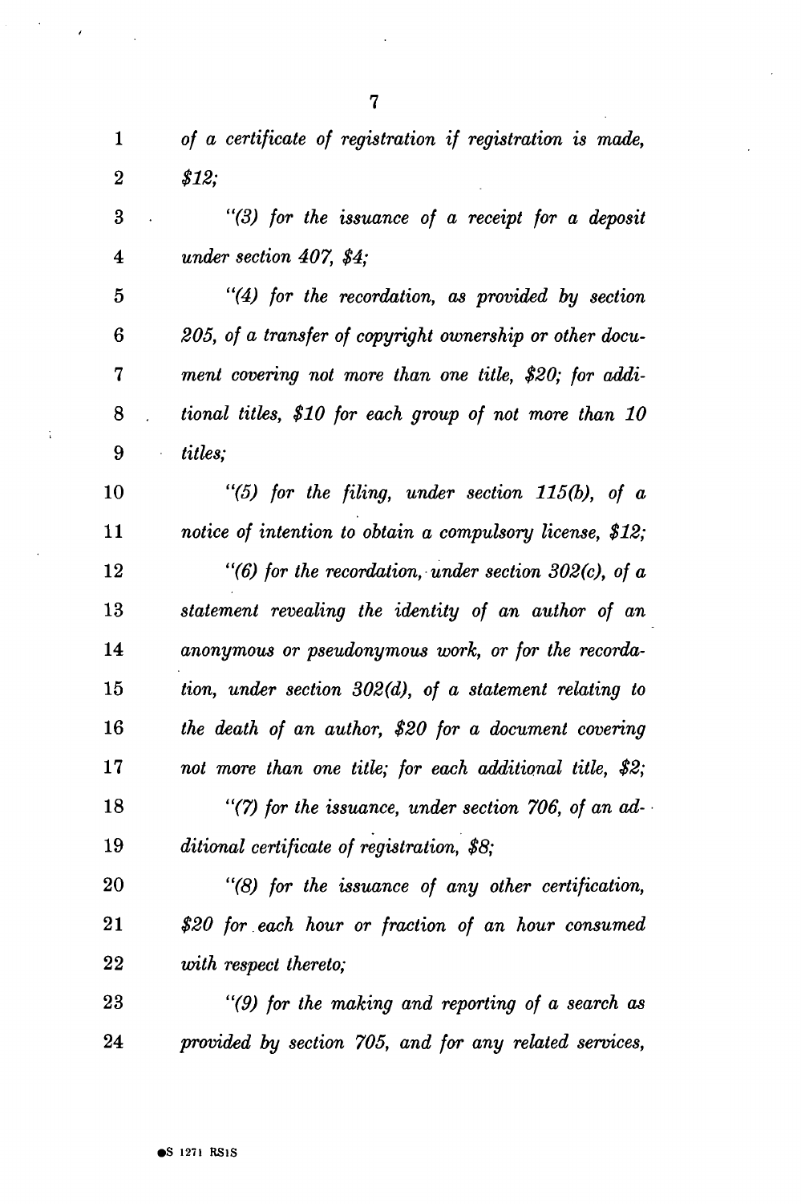*of a certificate of registration if registration is made, $12;*

*"(3) for the issuance of a receipt for a deposit under section 407, $4;*

*"(4) for the recordation, as provided by section 205, of a transfer of copyright ownership or other document covering not more than one title, $20; for additional titles, $10 for each group of not more than 10 titles;*

*"(5) for the filing, under section 115(b), of a notice of intention to obtain a compulsory license, $12;*

*"(6) for the recordation, under section 302(c), of a statement revealing the identity of an author of an anonymous or pseudonymous work, or for the recordation, under section 302(d), of a statement relating to the death of an author, $20 for a document covering not more than one title; for each additional title, $2;*

*"(7) for the issuance, under section 706, of an additional certificate of registration, $8;*

*"(8) for the issuance of any other certification, $20 for each hour or fraction of an hour consumed with respect thereto;*

*"(9) for the making and reporting of a search as provided by section 705, and for any related services,*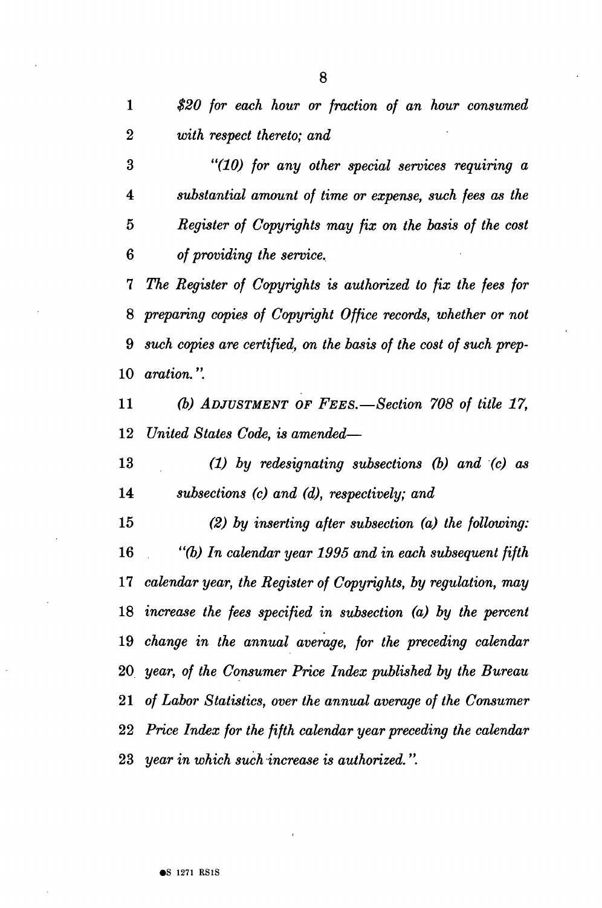*$20 for each hour or fraction of an hour consumed with respect thereto; and*

*"(10) for any other special services requiring a substantial amount of time or expense, such fees as the Register of Copyrights may fix on the basis of the cost of providing the service.*

*The Register of Copyrights is authorized to fix the fees for preparing copies of Copyright Office records, whether or not such copies are certified, on the basis of the cost of such preparation.".*

*(b) ADJUSTMENT OF FEES.—Section 708 of title 17, United States Code, is amended—*

*(1) by redesignating subsections (b) and (c) as subsections (c) and (d), respectively; and*

*(2) by inserting after subsection (a) the following:*

*"(b) In calendar year 1995 and in each subsequent fifth calendar year, the Register of Copyrights, by regulation, may increase the fees specified in subsection (a) by the percent change in the annual average, for the preceding calendar year, of the Consumer Price Index published by the Bureau of Labor Statistics, over the annual average of the Consumer Price Index for the fifth calendar year preceding the calendar year in which such increase is authorized.".*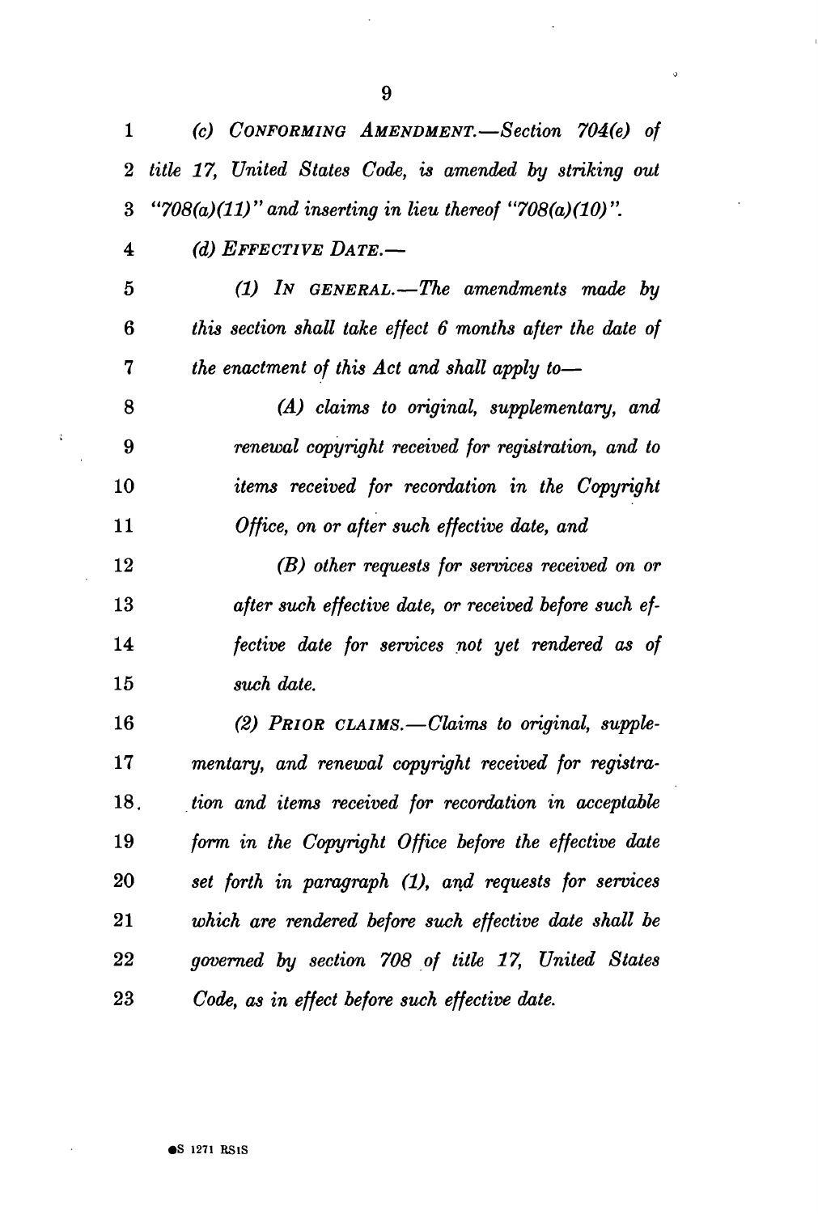*(c) CONFORMING AMENDMENT.—Section 704(e) of title 17, United States Code, is amended by striking out "708(a)(11)" and inserting in lieu thereof "708(a)(10)".*

*(d) EFFECTIVE DATE.—*

*(1) IN GENERAL.—The amendments made by this section shall take effect 6 months after the date of the enactment of this Act and shall apply to—*

*(A) claims to original, supplementary, and renewal copyright received for registration, and to items received for recordation in the Copyright Office, on or after such effective date, and*

*(B) other requests for services received on or after such effective date, or received before such effective date for services not yet rendered as of such date.*

*(2) PRIOR CLAIMS.—Claims to original, supplementary, and renewal copyright received for registration and items received for recordation in acceptable form in the Copyright Office before the effective date set forth in paragraph (1), and requests for services which are rendered before such effective date shall be governed by section 708 of title 17, United States Code, as in effect before such effective date.*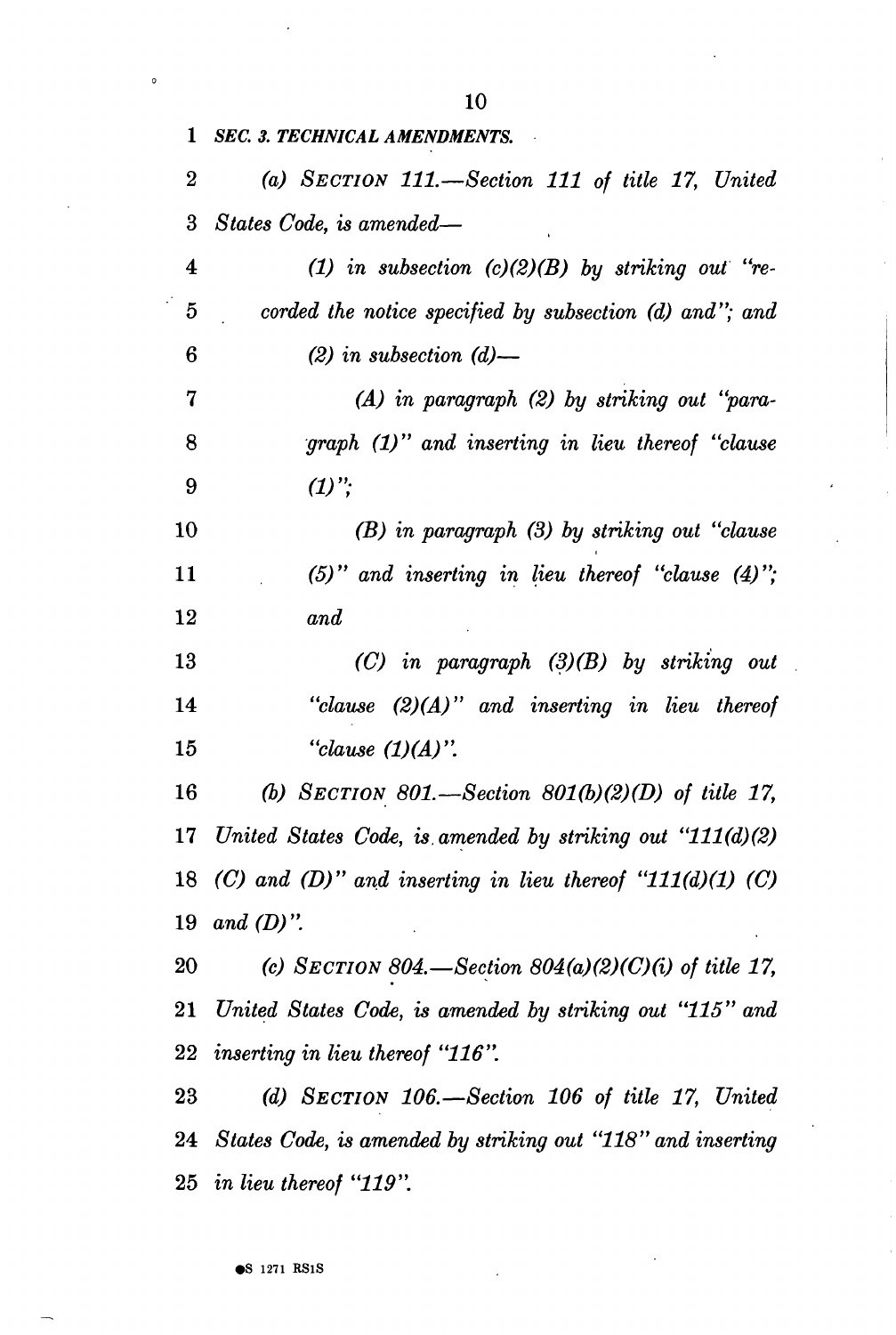*SEC. 3. TECHNICAL AMENDMENTS.*

*(a) SECTION 111.—Section 111 of title 17, United States Code, is amended—*

*(1) in subsection (c)(2)(B) by striking out "recorded the notice specified by subsection (d) and"; and*

*(2) in subsection (d)—*

*(A) in paragraph (2) by striking out "paragraph (1)" and inserting in lieu thereof "clause (1)";*

*(B) in paragraph (3) by striking out "clause (5)" and inserting in lieu thereof "clause (4)"; and*

*(C) in paragraph (3)(B) by striking out "clause (2)(A)" and inserting in lieu thereof "clause (1)(A)".*

*(b) SECTION 801.—Section 801(b)(2)(D) of title 17, United States Code, is amended by striking out "111(d)(2) (C) and (D)" and inserting in lieu thereof "111(d)(1) (C) and (D)".*

*(c) SECTION 804.—Section 804(a)(2)(C)(i) of title 17, United States Code, is amended by striking out "115" and inserting in lieu thereof "116".*

*(d) SECTION 106.—Section 106 of title 17, United States Code, is amended by striking out "118" and inserting in lieu thereof "119".*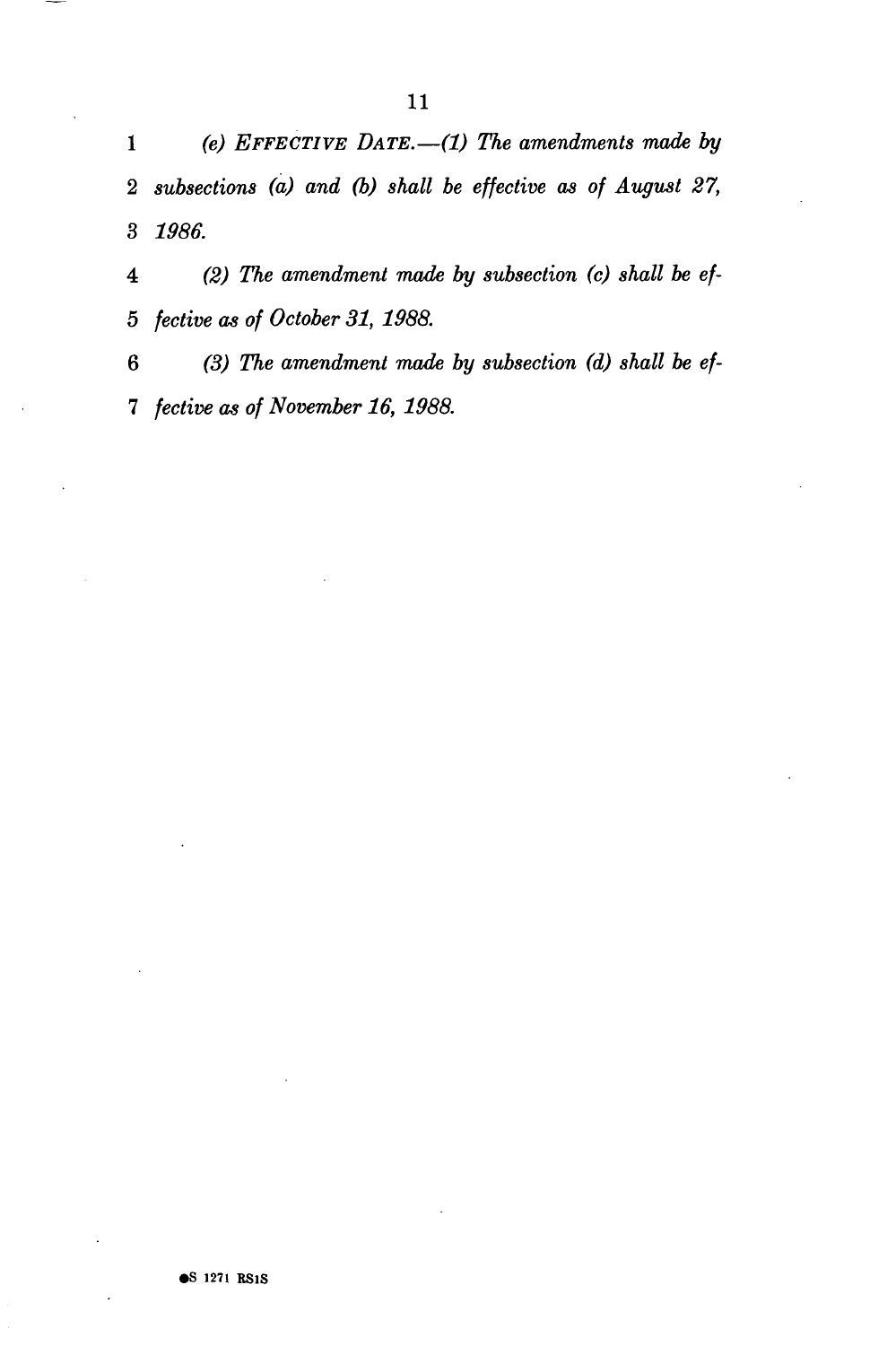*(e) EFFECTIVE DATE.—(1) The amendments made by subsections (a) and (b) shall be effective as of August 27, 1986.*

*(2) The amendment made by subsection (c) shall be effective as of October 31, 1988.*

*(3) The amendment made by subsection (d) shall be effective as of November 16, 1988.*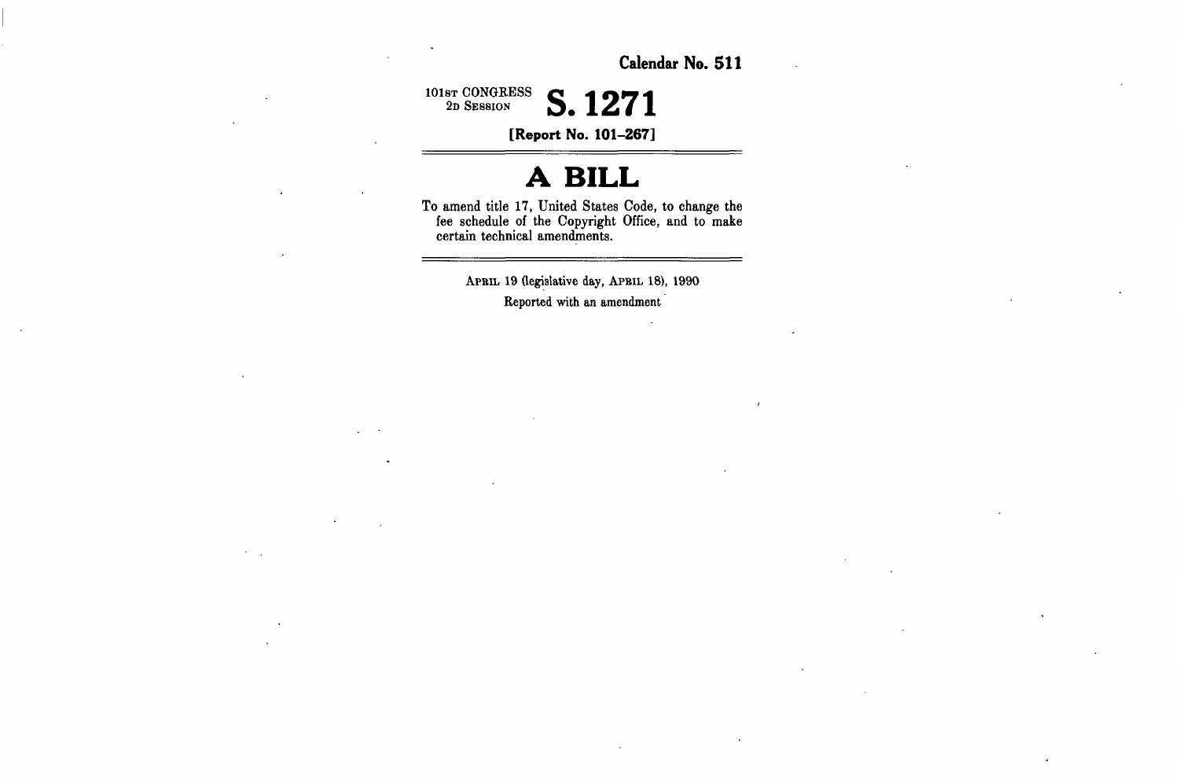Calendar No. 511

101ST CONGRESS
2D SESSION

# S. 1271

**[Report No. 101–267]**

---

# A BILL

To amend title 17, United States Code, to change the fee schedule of the Copyright Office, and to make certain technical amendments.

---

APRIL 19 (legislative day, APRIL 18), 1990

Reported with an amendment